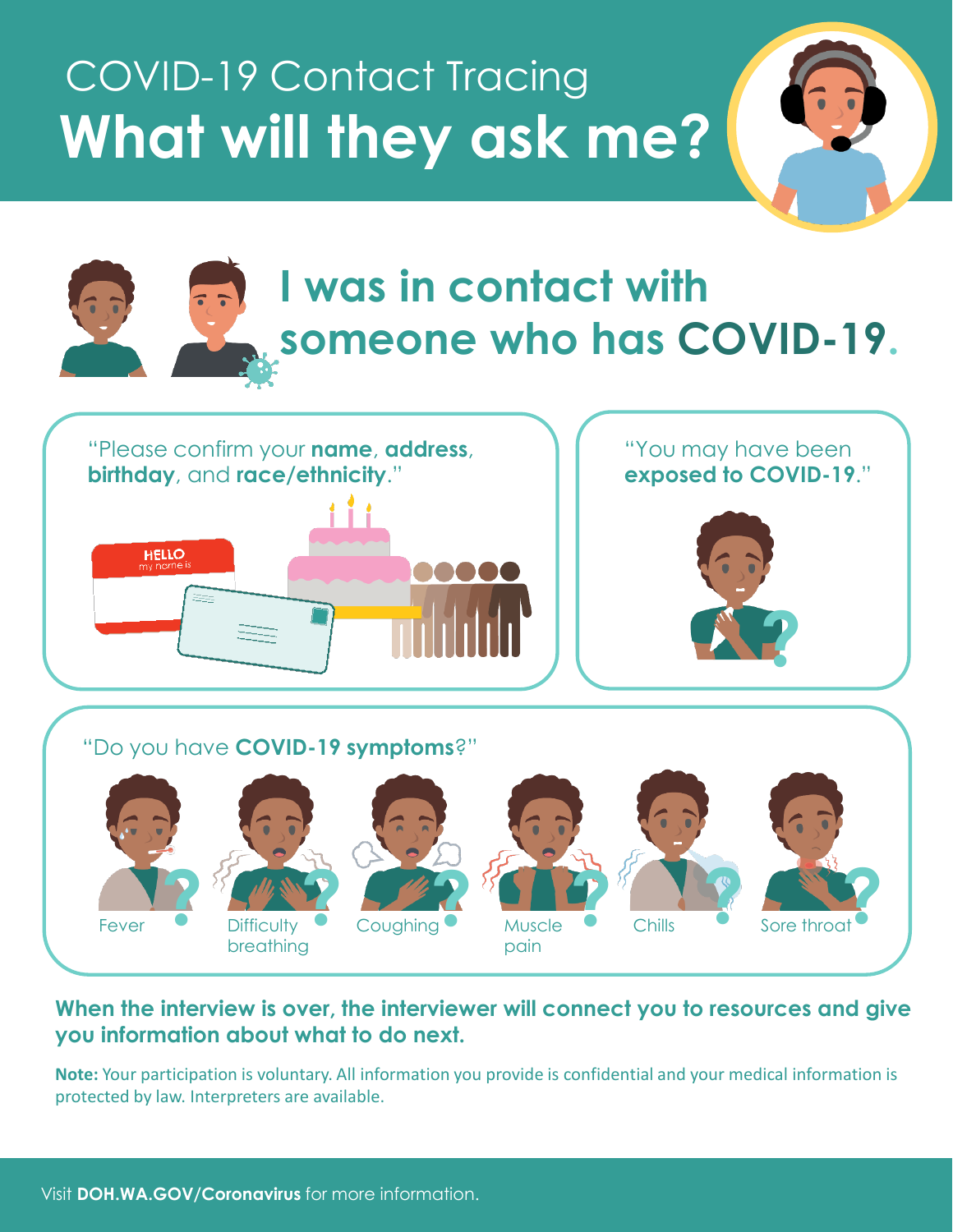# COVID-19 Contact Tracing

# What will they ask me?

## I was in contact with someone who has COVID-19.

"Please confirm your **name**, **address**, **birthday**, and **race/ethnicity**."

"You may have been **exposed to COVID-19**."

"Do you have **COVID-19 symptoms**?"

- Fever
- Difficulty breathing
- Coughing
- Muscle pain
- Chills
- Sore throat

**When the interview is over, the interviewer will connect you to resources and give you information about what to do next.**

**Note:** Your participation is voluntary. All information you provide is confidential and your medical information is protected by law. Interpreters are available.

Visit **DOH.WA.GOV/Coronavirus** for more information.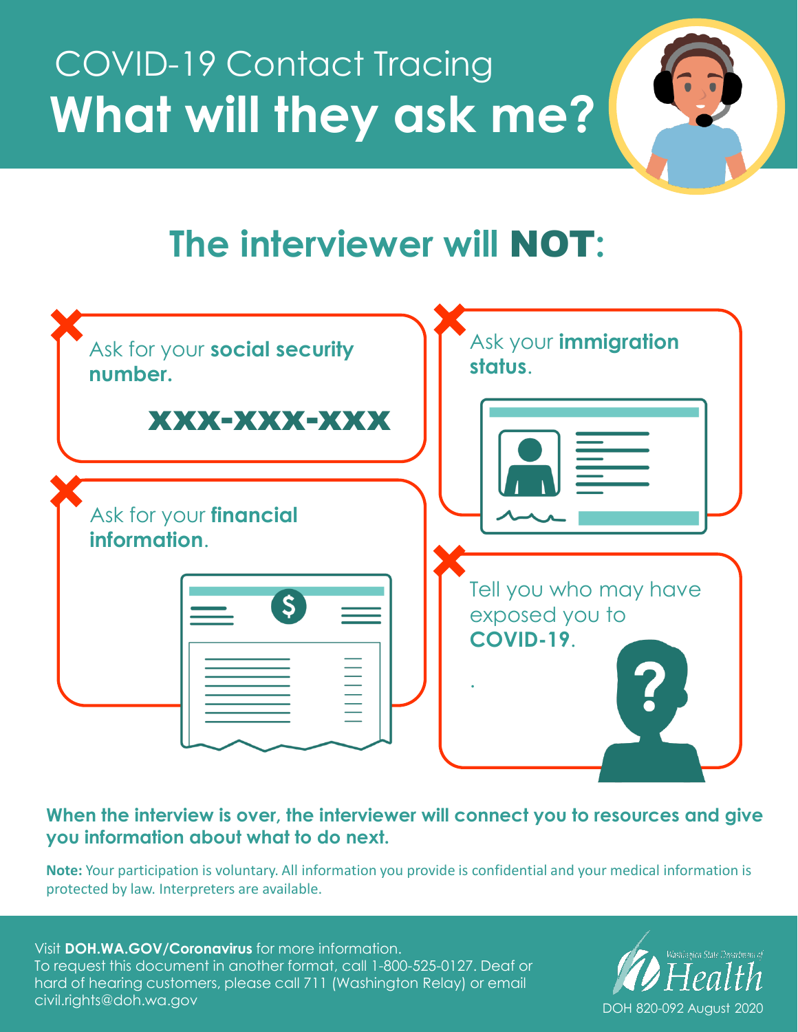COVID-19 Contact Tracing

# What will they ask me?

## The interviewer will **NOT**:

- Ask for your **social security number.**

  **XXX-XXX-XXX**

- Ask your **immigration status**.

- Ask for your **financial information**.

- Tell you who may have exposed you to **COVID-19**.

**When the interview is over, the interviewer will connect you to resources and give you information about what to do next.**

**Note:** Your participation is voluntary. All information you provide is confidential and your medical information is protected by law. Interpreters are available.

Visit **DOH.WA.GOV/Coronavirus** for more information.
To request this document in another format, call 1-800-525-0127. Deaf or hard of hearing customers, please call 711 (Washington Relay) or email civil.rights@doh.wa.gov

Washington State Department of Health

DOH 820-092 August 2020